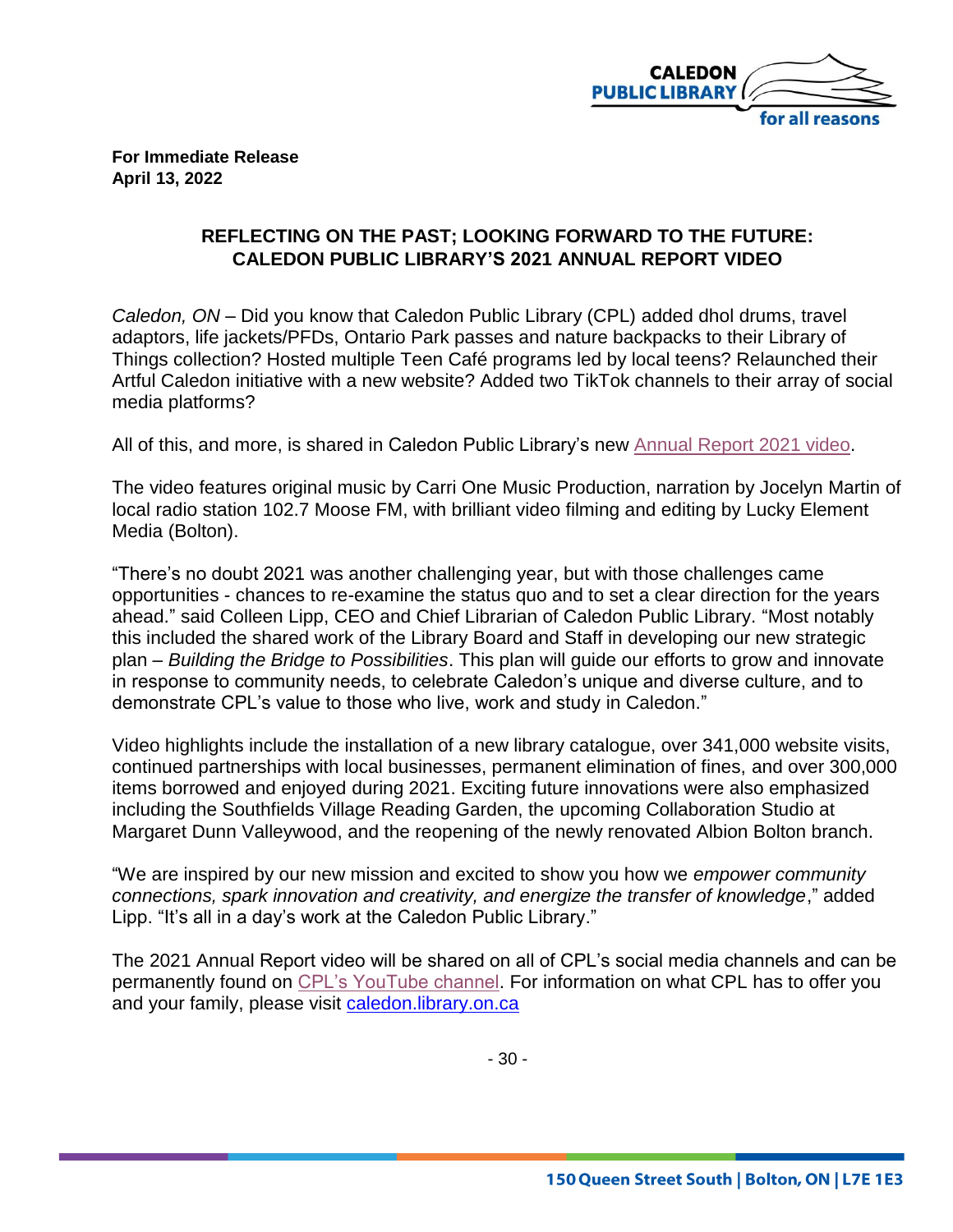**For Immediate Release**
**April 13, 2022**

## REFLECTING ON THE PAST; LOOKING FORWARD TO THE FUTURE: CALEDON PUBLIC LIBRARY'S 2021 ANNUAL REPORT VIDEO

*Caledon, ON* – Did you know that Caledon Public Library (CPL) added dhol drums, travel adaptors, life jackets/PFDs, Ontario Park passes and nature backpacks to their Library of Things collection? Hosted multiple Teen Café programs led by local teens? Relaunched their Artful Caledon initiative with a new website? Added two TikTok channels to their array of social media platforms?

All of this, and more, is shared in Caledon Public Library's new Annual Report 2021 video.

The video features original music by Carri One Music Production, narration by Jocelyn Martin of local radio station 102.7 Moose FM, with brilliant video filming and editing by Lucky Element Media (Bolton).

"There's no doubt 2021 was another challenging year, but with those challenges came opportunities - chances to re-examine the status quo and to set a clear direction for the years ahead." said Colleen Lipp, CEO and Chief Librarian of Caledon Public Library. "Most notably this included the shared work of the Library Board and Staff in developing our new strategic plan – *Building the Bridge to Possibilities*. This plan will guide our efforts to grow and innovate in response to community needs, to celebrate Caledon's unique and diverse culture, and to demonstrate CPL's value to those who live, work and study in Caledon."

Video highlights include the installation of a new library catalogue, over 341,000 website visits, continued partnerships with local businesses, permanent elimination of fines, and over 300,000 items borrowed and enjoyed during 2021. Exciting future innovations were also emphasized including the Southfields Village Reading Garden, the upcoming Collaboration Studio at Margaret Dunn Valleywood, and the reopening of the newly renovated Albion Bolton branch.

"We are inspired by our new mission and excited to show you how we *empower community connections, spark innovation and creativity, and energize the transfer of knowledge*," added Lipp. "It's all in a day's work at the Caledon Public Library."

The 2021 Annual Report video will be shared on all of CPL's social media channels and can be permanently found on CPL's YouTube channel. For information on what CPL has to offer you and your family, please visit caledon.library.on.ca

- 30 -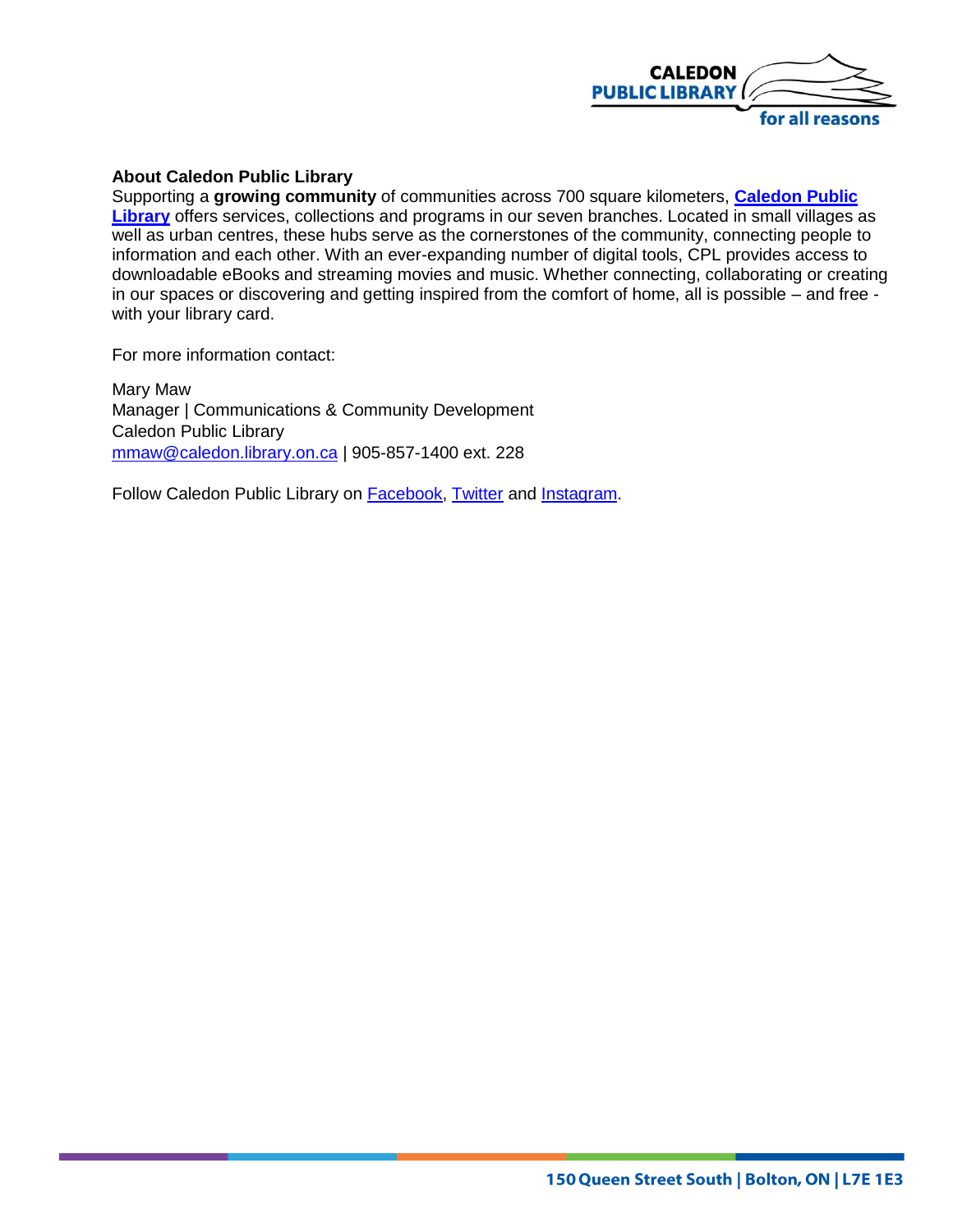**About Caledon Public Library**

Supporting a **growing community** of communities across 700 square kilometers, **Caledon Public Library** offers services, collections and programs in our seven branches. Located in small villages as well as urban centres, these hubs serve as the cornerstones of the community, connecting people to information and each other. With an ever-expanding number of digital tools, CPL provides access to downloadable eBooks and streaming movies and music. Whether connecting, collaborating or creating in our spaces or discovering and getting inspired from the comfort of home, all is possible – and free - with your library card.

For more information contact:

Mary Maw
Manager | Communications & Community Development
Caledon Public Library
mmaw@caledon.library.on.ca | 905-857-1400 ext. 228

Follow Caledon Public Library on Facebook, Twitter and Instagram.